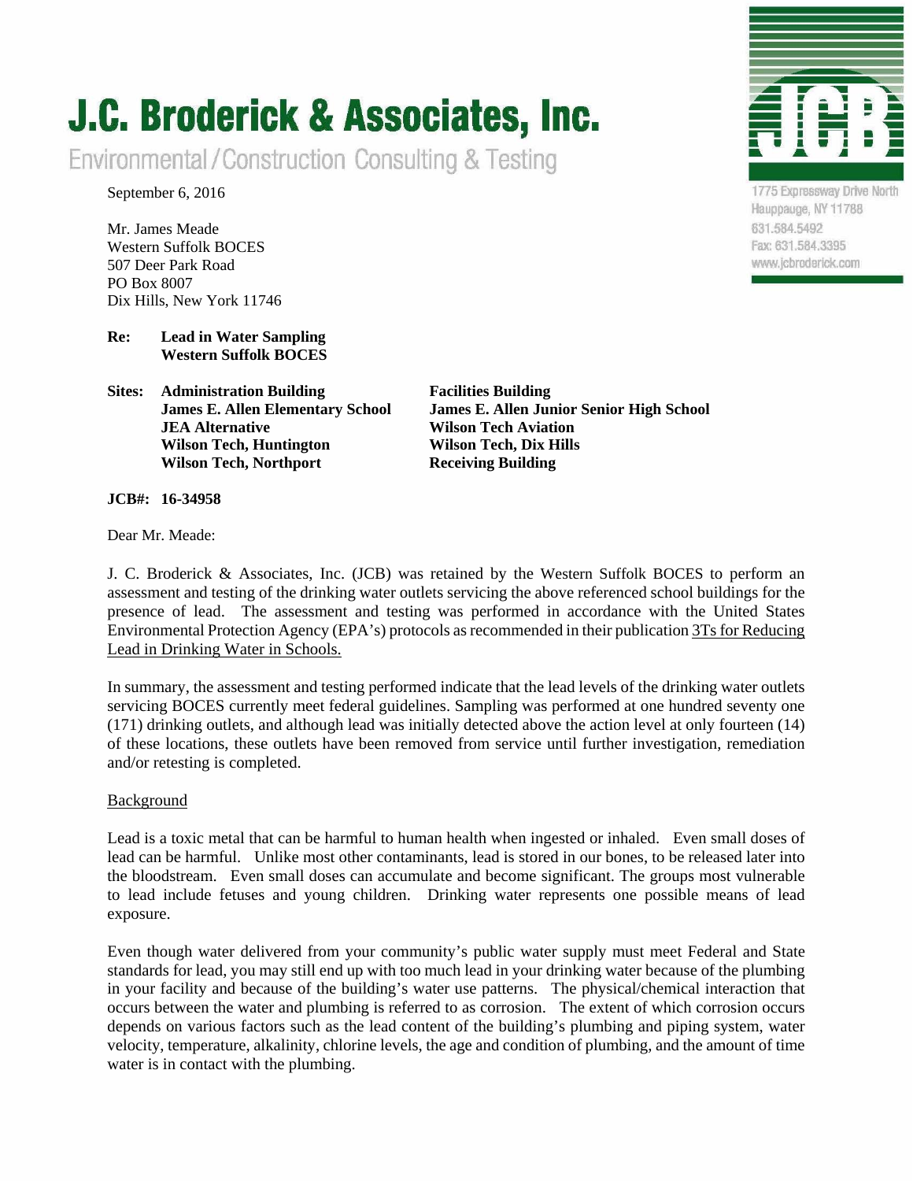# J.C. Broderick & Associates, Inc.

Environmental / Construction Consulting & Testing

1775 Expressway Drive North
Hauppauge, NY 11788
631.584.5492
Fax: 631.584.3395
www.jcbroderick.com

September 6, 2016

Mr. James Meade
Western Suffolk BOCES
507 Deer Park Road
PO Box 8007
Dix Hills, New York 11746

**Re: Lead in Water Sampling**
**Western Suffolk BOCES**

**Sites:**

- **Administration Building**
- **James E. Allen Elementary School**
- **JEA Alternative**
- **Wilson Tech, Huntington**
- **Wilson Tech, Northport**
- **Facilities Building**
- **James E. Allen Junior Senior High School**
- **Wilson Tech Aviation**
- **Wilson Tech, Dix Hills**
- **Receiving Building**

**JCB#: 16-34958**

Dear Mr. Meade:

J. C. Broderick & Associates, Inc. (JCB) was retained by the Western Suffolk BOCES to perform an assessment and testing of the drinking water outlets servicing the above referenced school buildings for the presence of lead. The assessment and testing was performed in accordance with the United States Environmental Protection Agency (EPA's) protocols as recommended in their publication 3Ts for Reducing Lead in Drinking Water in Schools.

In summary, the assessment and testing performed indicate that the lead levels of the drinking water outlets servicing BOCES currently meet federal guidelines. Sampling was performed at one hundred seventy one (171) drinking outlets, and although lead was initially detected above the action level at only fourteen (14) of these locations, these outlets have been removed from service until further investigation, remediation and/or retesting is completed.

## Background

Lead is a toxic metal that can be harmful to human health when ingested or inhaled. Even small doses of lead can be harmful. Unlike most other contaminants, lead is stored in our bones, to be released later into the bloodstream. Even small doses can accumulate and become significant. The groups most vulnerable to lead include fetuses and young children. Drinking water represents one possible means of lead exposure.

Even though water delivered from your community's public water supply must meet Federal and State standards for lead, you may still end up with too much lead in your drinking water because of the plumbing in your facility and because of the building's water use patterns. The physical/chemical interaction that occurs between the water and plumbing is referred to as corrosion. The extent of which corrosion occurs depends on various factors such as the lead content of the building's plumbing and piping system, water velocity, temperature, alkalinity, chlorine levels, the age and condition of plumbing, and the amount of time water is in contact with the plumbing.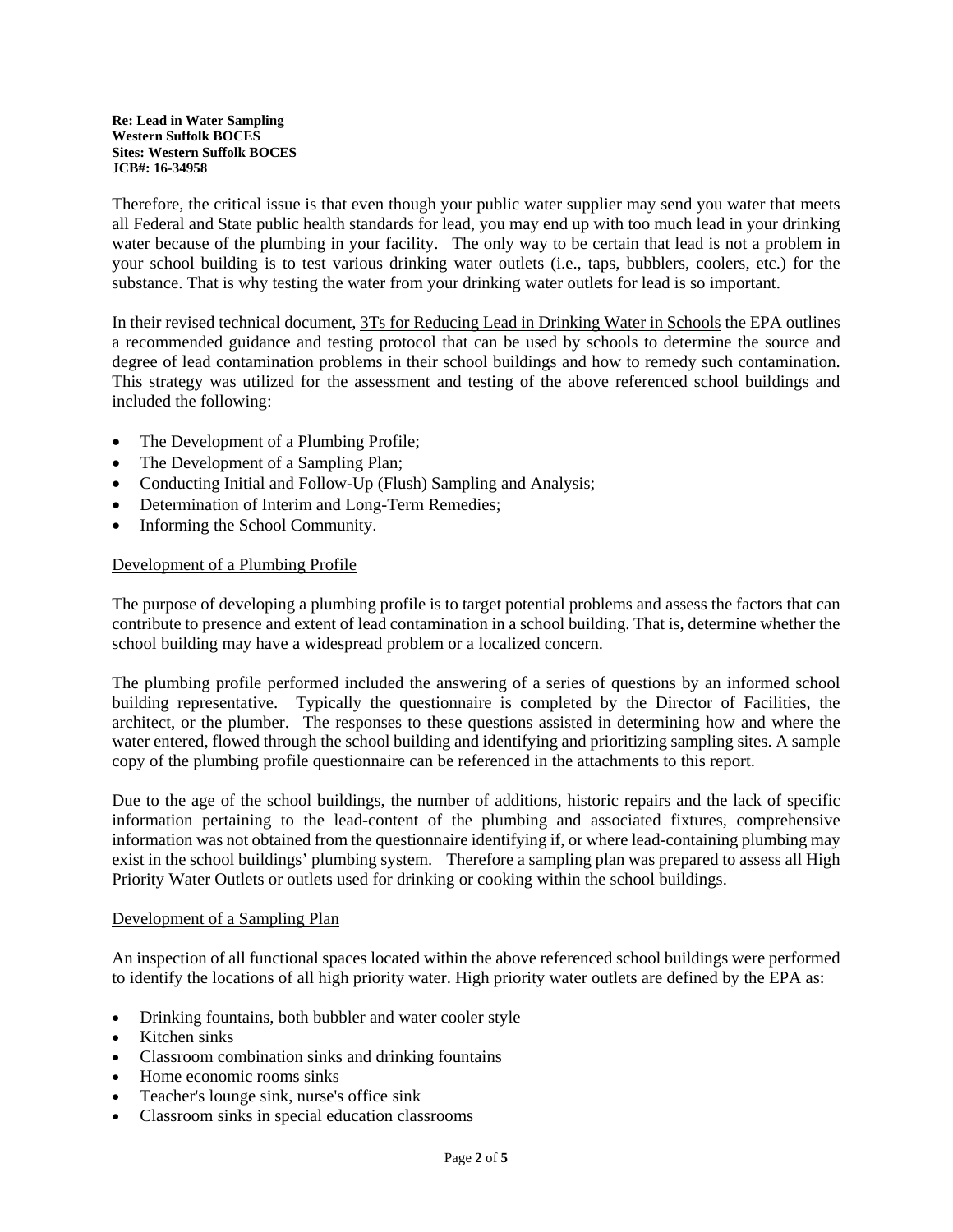**Re: Lead in Water Sampling**
**Western Suffolk BOCES**
**Sites: Western Suffolk BOCES**
**JCB#: 16-34958**

Therefore, the critical issue is that even though your public water supplier may send you water that meets all Federal and State public health standards for lead, you may end up with too much lead in your drinking water because of the plumbing in your facility. The only way to be certain that lead is not a problem in your school building is to test various drinking water outlets (i.e., taps, bubblers, coolers, etc.) for the substance. That is why testing the water from your drinking water outlets for lead is so important.

In their revised technical document, 3Ts for Reducing Lead in Drinking Water in Schools the EPA outlines a recommended guidance and testing protocol that can be used by schools to determine the source and degree of lead contamination problems in their school buildings and how to remedy such contamination. This strategy was utilized for the assessment and testing of the above referenced school buildings and included the following:

- The Development of a Plumbing Profile;
- The Development of a Sampling Plan;
- Conducting Initial and Follow-Up (Flush) Sampling and Analysis;
- Determination of Interim and Long-Term Remedies;
- Informing the School Community.

Development of a Plumbing Profile

The purpose of developing a plumbing profile is to target potential problems and assess the factors that can contribute to presence and extent of lead contamination in a school building. That is, determine whether the school building may have a widespread problem or a localized concern.

The plumbing profile performed included the answering of a series of questions by an informed school building representative. Typically the questionnaire is completed by the Director of Facilities, the architect, or the plumber. The responses to these questions assisted in determining how and where the water entered, flowed through the school building and identifying and prioritizing sampling sites. A sample copy of the plumbing profile questionnaire can be referenced in the attachments to this report.

Due to the age of the school buildings, the number of additions, historic repairs and the lack of specific information pertaining to the lead-content of the plumbing and associated fixtures, comprehensive information was not obtained from the questionnaire identifying if, or where lead-containing plumbing may exist in the school buildings' plumbing system. Therefore a sampling plan was prepared to assess all High Priority Water Outlets or outlets used for drinking or cooking within the school buildings.

Development of a Sampling Plan

An inspection of all functional spaces located within the above referenced school buildings were performed to identify the locations of all high priority water. High priority water outlets are defined by the EPA as:

- Drinking fountains, both bubbler and water cooler style
- Kitchen sinks
- Classroom combination sinks and drinking fountains
- Home economic rooms sinks
- Teacher's lounge sink, nurse's office sink
- Classroom sinks in special education classrooms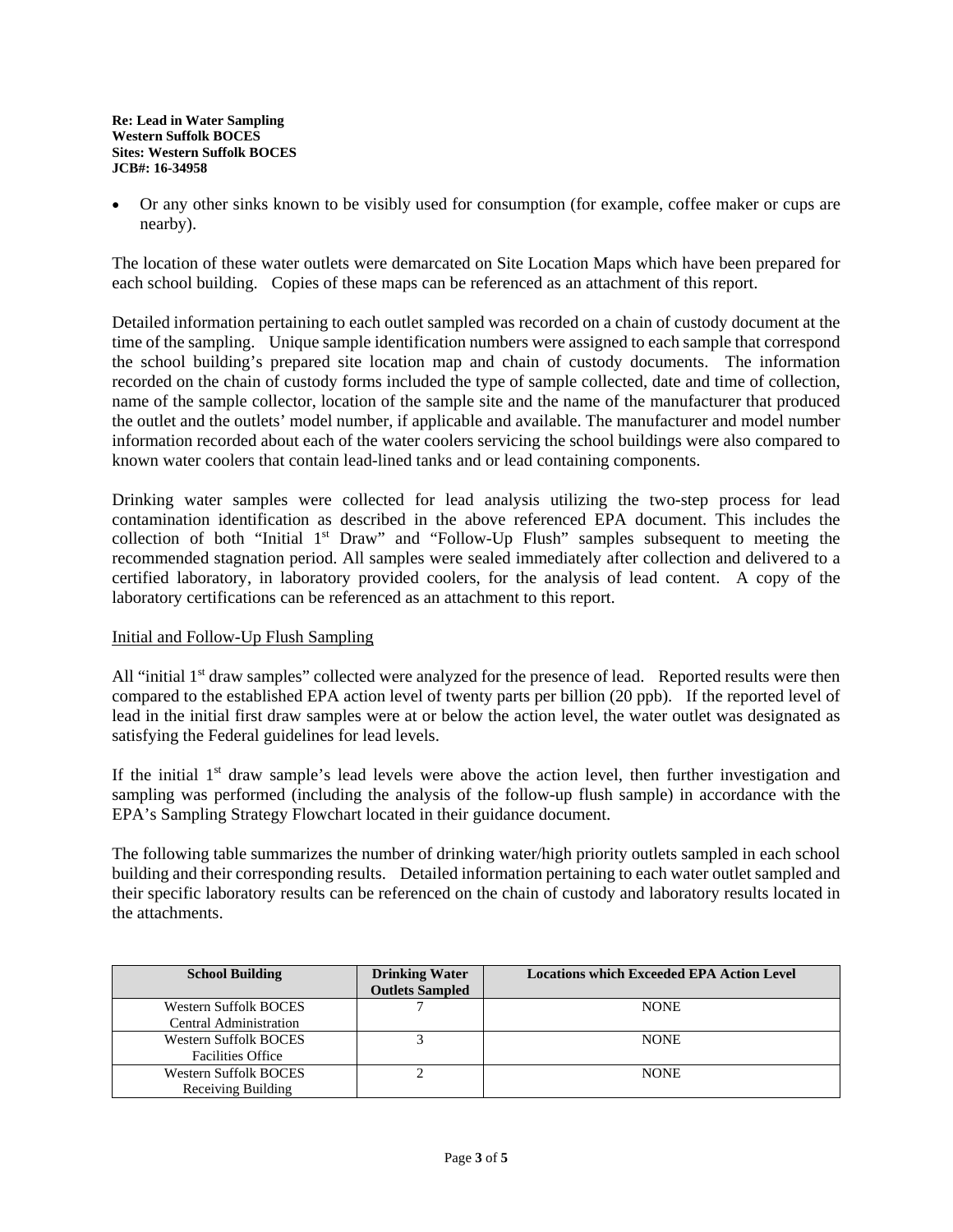**Re: Lead in Water Sampling**
**Western Suffolk BOCES**
**Sites: Western Suffolk BOCES**
**JCB#: 16-34958**

- Or any other sinks known to be visibly used for consumption (for example, coffee maker or cups are nearby).

The location of these water outlets were demarcated on Site Location Maps which have been prepared for each school building. Copies of these maps can be referenced as an attachment of this report.

Detailed information pertaining to each outlet sampled was recorded on a chain of custody document at the time of the sampling. Unique sample identification numbers were assigned to each sample that correspond the school building's prepared site location map and chain of custody documents. The information recorded on the chain of custody forms included the type of sample collected, date and time of collection, name of the sample collector, location of the sample site and the name of the manufacturer that produced the outlet and the outlets' model number, if applicable and available. The manufacturer and model number information recorded about each of the water coolers servicing the school buildings were also compared to known water coolers that contain lead-lined tanks and or lead containing components.

Drinking water samples were collected for lead analysis utilizing the two-step process for lead contamination identification as described in the above referenced EPA document. This includes the collection of both "Initial 1st Draw" and "Follow-Up Flush" samples subsequent to meeting the recommended stagnation period. All samples were sealed immediately after collection and delivered to a certified laboratory, in laboratory provided coolers, for the analysis of lead content. A copy of the laboratory certifications can be referenced as an attachment to this report.

Initial and Follow-Up Flush Sampling

All "initial 1st draw samples" collected were analyzed for the presence of lead. Reported results were then compared to the established EPA action level of twenty parts per billion (20 ppb). If the reported level of lead in the initial first draw samples were at or below the action level, the water outlet was designated as satisfying the Federal guidelines for lead levels.

If the initial 1st draw sample's lead levels were above the action level, then further investigation and sampling was performed (including the analysis of the follow-up flush sample) in accordance with the EPA's Sampling Strategy Flowchart located in their guidance document.

The following table summarizes the number of drinking water/high priority outlets sampled in each school building and their corresponding results. Detailed information pertaining to each water outlet sampled and their specific laboratory results can be referenced on the chain of custody and laboratory results located in the attachments.

| School Building | Drinking Water Outlets Sampled | Locations which Exceeded EPA Action Level |
|---|---|---|
| Western Suffolk BOCES Central Administration | 7 | NONE |
| Western Suffolk BOCES Facilities Office | 3 | NONE |
| Western Suffolk BOCES Receiving Building | 2 | NONE |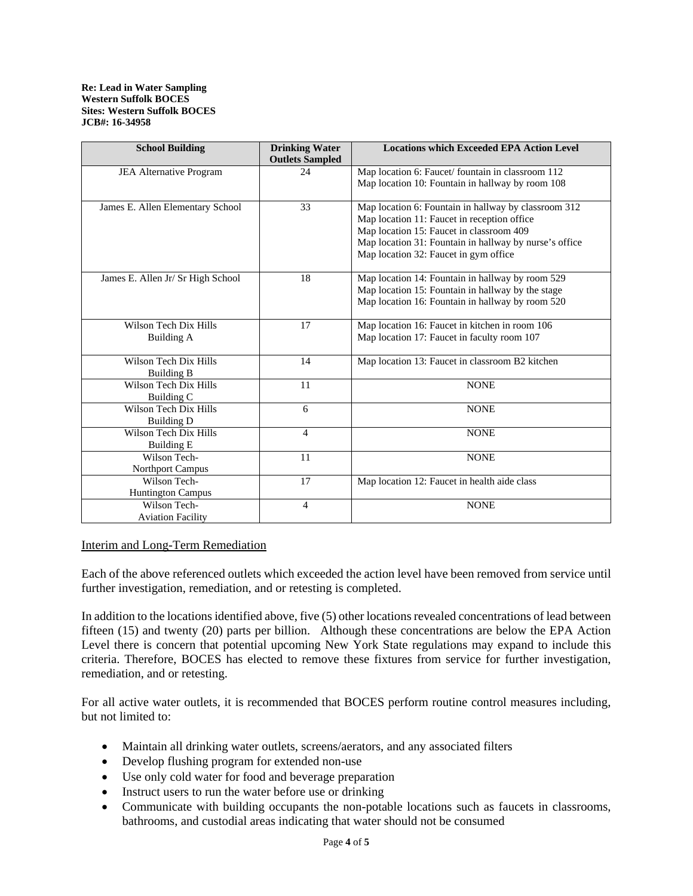**Re: Lead in Water Sampling**
**Western Suffolk BOCES**
**Sites: Western Suffolk BOCES**
**JCB#: 16-34958**

| School Building | Drinking Water Outlets Sampled | Locations which Exceeded EPA Action Level |
|---|---|---|
| JEA Alternative Program | 24 | Map location 6: Faucet/ fountain in classroom 112<br>Map location 10: Fountain in hallway by room 108 |
| James E. Allen Elementary School | 33 | Map location 6: Fountain in hallway by classroom 312<br>Map location 11: Faucet in reception office<br>Map location 15: Faucet in classroom 409<br>Map location 31: Fountain in hallway by nurse's office<br>Map location 32: Faucet in gym office |
| James E. Allen Jr/ Sr High School | 18 | Map location 14: Fountain in hallway by room 529<br>Map location 15: Fountain in hallway by the stage<br>Map location 16: Fountain in hallway by room 520 |
| Wilson Tech Dix Hills Building A | 17 | Map location 16: Faucet in kitchen in room 106<br>Map location 17: Faucet in faculty room 107 |
| Wilson Tech Dix Hills Building B | 14 | Map location 13: Faucet in classroom B2 kitchen |
| Wilson Tech Dix Hills Building C | 11 | NONE |
| Wilson Tech Dix Hills Building D | 6 | NONE |
| Wilson Tech Dix Hills Building E | 4 | NONE |
| Wilson Tech- Northport Campus | 11 | NONE |
| Wilson Tech- Huntington Campus | 17 | Map location 12: Faucet in health aide class |
| Wilson Tech- Aviation Facility | 4 | NONE |

## Interim and Long-Term Remediation

Each of the above referenced outlets which exceeded the action level have been removed from service until further investigation, remediation, and or retesting is completed.

In addition to the locations identified above, five (5) other locations revealed concentrations of lead between fifteen (15) and twenty (20) parts per billion. Although these concentrations are below the EPA Action Level there is concern that potential upcoming New York State regulations may expand to include this criteria. Therefore, BOCES has elected to remove these fixtures from service for further investigation, remediation, and or retesting.

For all active water outlets, it is recommended that BOCES perform routine control measures including, but not limited to:

- Maintain all drinking water outlets, screens/aerators, and any associated filters
- Develop flushing program for extended non-use
- Use only cold water for food and beverage preparation
- Instruct users to run the water before use or drinking
- Communicate with building occupants the non-potable locations such as faucets in classrooms, bathrooms, and custodial areas indicating that water should not be consumed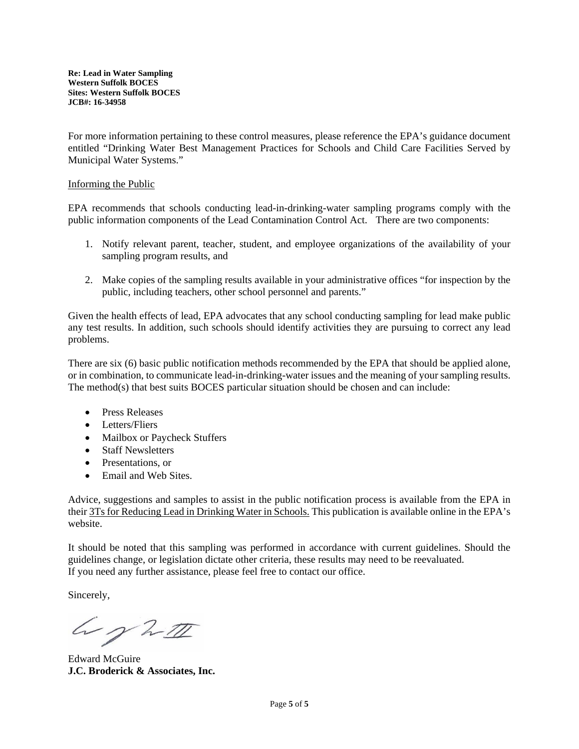**Re: Lead in Water Sampling**
**Western Suffolk BOCES**
**Sites: Western Suffolk BOCES**
**JCB#: 16-34958**

For more information pertaining to these control measures, please reference the EPA's guidance document entitled "Drinking Water Best Management Practices for Schools and Child Care Facilities Served by Municipal Water Systems."

Informing the Public

EPA recommends that schools conducting lead-in-drinking-water sampling programs comply with the public information components of the Lead Contamination Control Act. There are two components:

1. Notify relevant parent, teacher, student, and employee organizations of the availability of your sampling program results, and
2. Make copies of the sampling results available in your administrative offices "for inspection by the public, including teachers, other school personnel and parents."

Given the health effects of lead, EPA advocates that any school conducting sampling for lead make public any test results. In addition, such schools should identify activities they are pursuing to correct any lead problems.

There are six (6) basic public notification methods recommended by the EPA that should be applied alone, or in combination, to communicate lead-in-drinking-water issues and the meaning of your sampling results. The method(s) that best suits BOCES particular situation should be chosen and can include:

- Press Releases
- Letters/Fliers
- Mailbox or Paycheck Stuffers
- Staff Newsletters
- Presentations, or
- Email and Web Sites.

Advice, suggestions and samples to assist in the public notification process is available from the EPA in their 3Ts for Reducing Lead in Drinking Water in Schools. This publication is available online in the EPA's website.

It should be noted that this sampling was performed in accordance with current guidelines. Should the guidelines change, or legislation dictate other criteria, these results may need to be reevaluated.
If you need any further assistance, please feel free to contact our office.

Sincerely,

Edward McGuire
**J.C. Broderick & Associates, Inc.**